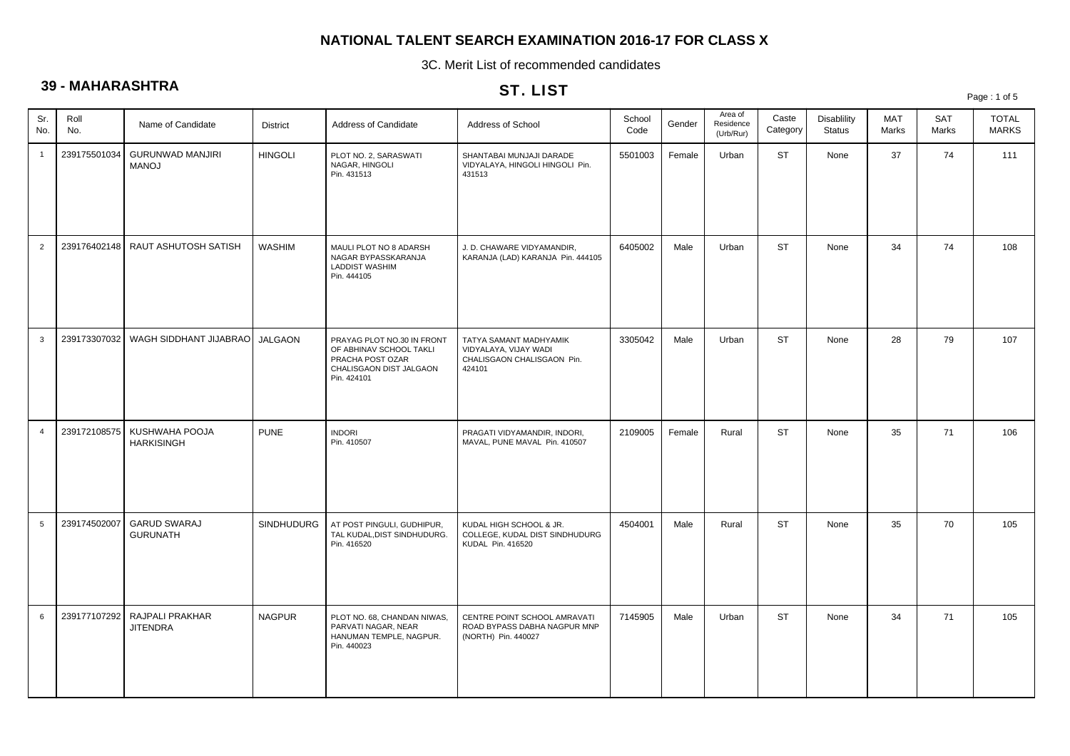# NATIONAL TALENT SEARCH EXAMINATION 2016-17 FOR CLASS X

3C. Merit List of recommended candidates

## 39 - MAHARASHTRA

## ST. LIST

| Sr. No. | Roll No. | Name of Candidate | District | Address of Candidate | Address of School | School Code | Gender | Area of Residence (Urb/Rur) | Caste Category | Disablility Status | MAT Marks | SAT Marks | TOTAL MARKS |
|---|---|---|---|---|---|---|---|---|---|---|---|---|---|
| 1 | 239175501034 | GURUNWAD MANJIRI MANOJ | HINGOLI | PLOT NO. 2, SARASWATI NAGAR, HINGOLI Pin. 431513 | SHANTABAI MUNJAJI DARADE VIDYALAYA, HINGOLI HINGOLI Pin. 431513 | 5501003 | Female | Urban | ST | None | 37 | 74 | 111 |
| 2 | 239176402148 | RAUT ASHUTOSH SATISH | WASHIM | MAULI PLOT NO 8 ADARSH NAGAR BYPASSKARANJA LADDIST WASHIM Pin. 444105 | J. D. CHAWARE VIDYAMANDIR, KARANJA (LAD) KARANJA Pin. 444105 | 6405002 | Male | Urban | ST | None | 34 | 74 | 108 |
| 3 | 239173307032 | WAGH SIDDHANT JIJABRAO | JALGAON | PRAYAG PLOT NO.30 IN FRONT OF ABHINAV SCHOOL TAKLI PRACHA POST OZAR CHALISGAON DIST JALGAON Pin. 424101 | TATYA SAMANT MADHYAMIK VIDYALAYA, VIJAY WADI CHALISGAON CHALISGAON Pin. 424101 | 3305042 | Male | Urban | ST | None | 28 | 79 | 107 |
| 4 | 239172108575 | KUSHWAHA POOJA HARKISINGH | PUNE | INDORI Pin. 410507 | PRAGATI VIDYAMANDIR, INDORI, MAVAL, PUNE MAVAL Pin. 410507 | 2109005 | Female | Rural | ST | None | 35 | 71 | 106 |
| 5 | 239174502007 | GARUD SWARAJ GURUNATH | SINDHUDURG | AT POST PINGULI, GUDHIPUR, TAL KUDAL,DIST SINDHUDURG. Pin. 416520 | KUDAL HIGH SCHOOL & JR. COLLEGE, KUDAL DIST SINDHUDURG KUDAL Pin. 416520 | 4504001 | Male | Rural | ST | None | 35 | 70 | 105 |
| 6 | 239177107292 | RAJPALI PRAKHAR JITENDRA | NAGPUR | PLOT NO. 68, CHANDAN NIWAS, PARVATI NAGAR, NEAR HANUMAN TEMPLE, NAGPUR. Pin. 440023 | CENTRE POINT SCHOOL AMRAVATI ROAD BYPASS DABHA NAGPUR MNP (NORTH) Pin. 440027 | 7145905 | Male | Urban | ST | None | 34 | 71 | 105 |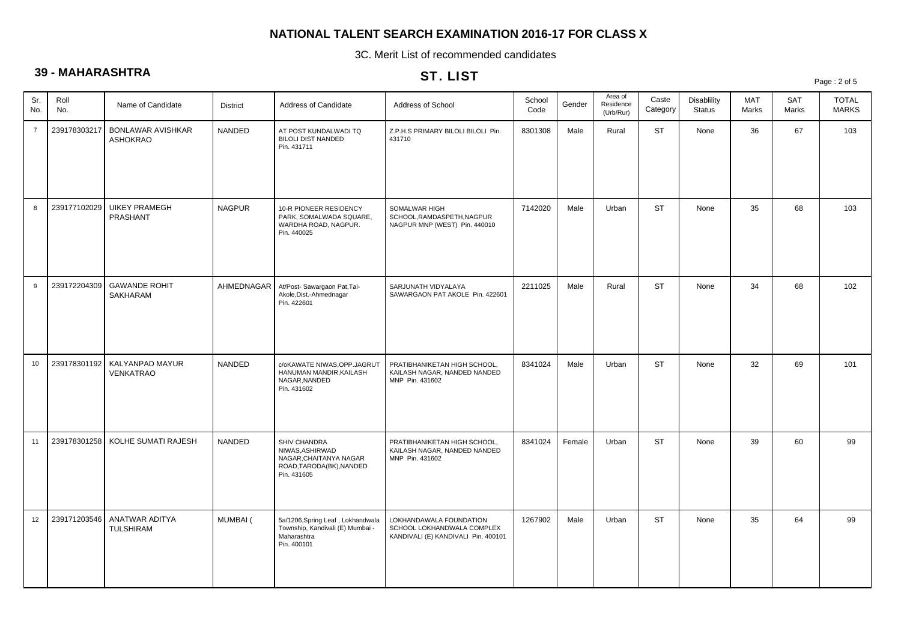# NATIONAL TALENT SEARCH EXAMINATION 2016-17 FOR CLASS X

3C. Merit List of recommended candidates

## 39 - MAHARASHTRA

## ST. LIST

| Sr. No. | Roll No. | Name of Candidate | District | Address of Candidate | Address of School | School Code | Gender | Area of Residence (Urb/Rur) | Caste Category | Disablility Status | MAT Marks | SAT Marks | TOTAL MARKS |
|---|---|---|---|---|---|---|---|---|---|---|---|---|---|
| 7 | 239178303217 | BONLAWAR AVISHKAR ASHOKRAO | NANDED | AT POST KUNDALWADI TQ BILOLI DIST NANDED Pin. 431711 | Z.P.H.S PRIMARY BILOLI BILOLI Pin. 431710 | 8301308 | Male | Rural | ST | None | 36 | 67 | 103 |
| 8 | 239177102029 | UIKEY PRAMEGH PRASHANT | NAGPUR | 10-R PIONEER RESIDENCY PARK, SOMALWADA SQUARE, WARDHA ROAD, NAGPUR. Pin. 440025 | SOMALWAR HIGH SCHOOL,RAMDASPETH,NAGPUR NAGPUR MNP (WEST) Pin. 440010 | 7142020 | Male | Urban | ST | None | 35 | 68 | 103 |
| 9 | 239172204309 | GAWANDE ROHIT SAKHARAM | AHMEDNAGAR | At/Post- Sawargaon Pat,Tal-Akole,Dist.-Ahmednagar Pin. 422601 | SARJUNATH VIDYALAYA SAWARGAON PAT AKOLE Pin. 422601 | 2211025 | Male | Rural | ST | None | 34 | 68 | 102 |
| 10 | 239178301192 | KALYANPAD MAYUR VENKATRAO | NANDED | c/oKAWATE NIWAS,OPP.JAGRUT HANUMAN MANDIR,KAILASH NAGAR,NANDED Pin. 431602 | PRATIBHANIKETAN HIGH SCHOOL, KAILASH NAGAR, NANDED NANDED MNP Pin. 431602 | 8341024 | Male | Urban | ST | None | 32 | 69 | 101 |
| 11 | 239178301258 | KOLHE SUMATI RAJESH | NANDED | SHIV CHANDRA NIWAS,ASHIRWAD NAGAR,CHAITANYA NAGAR ROAD,TARODA(BK),NANDED Pin. 431605 | PRATIBHANIKETAN HIGH SCHOOL, KAILASH NAGAR, NANDED NANDED MNP Pin. 431602 | 8341024 | Female | Urban | ST | None | 39 | 60 | 99 |
| 12 | 239171203546 | ANATWAR ADITYA TULSHIRAM | MUMBAI ( | 5a/1206,Spring Leaf , Lokhandwala Township, Kandivali (E) Mumbai - Maharashtra Pin. 400101 | LOKHANDAWALA FOUNDATION SCHOOL LOKHANDWALA COMPLEX KANDIVALI (E) KANDIVALI Pin. 400101 | 1267902 | Male | Urban | ST | None | 35 | 64 | 99 |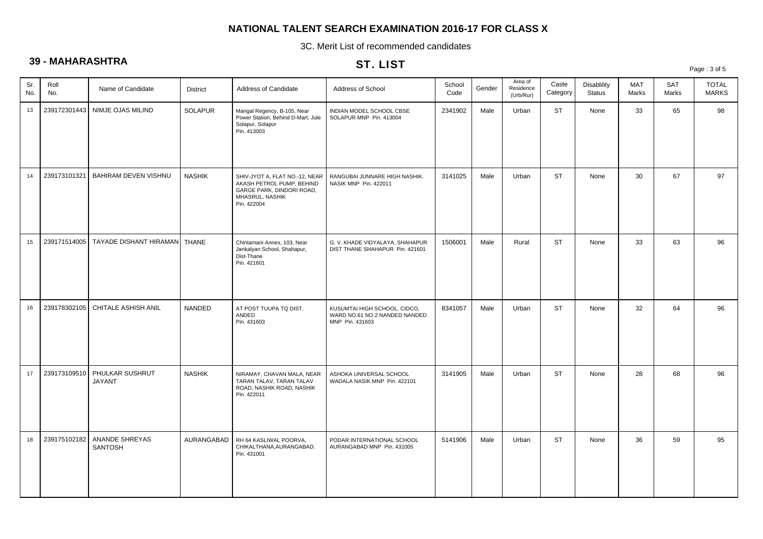# NATIONAL TALENT SEARCH EXAMINATION 2016-17 FOR CLASS X

3C. Merit List of recommended candidates

## 39 - MAHARASHTRA

## ST. LIST

| Sr. No. | Roll No. | Name of Candidate | District | Address of Candidate | Address of School | School Code | Gender | Area of Residence (Urb/Rur) | Caste Category | Disablility Status | MAT Marks | SAT Marks | TOTAL MARKS |
|---|---|---|---|---|---|---|---|---|---|---|---|---|---|
| 13 | 239172301443 | NIMJE OJAS MILIND | SOLAPUR | Mangal Regency, B-105, Near Power Station, Behind D-Mart, Jule Solapur, Solapur Pin. 413003 | INDIAN MODEL SCHOOL CBSE SOLAPUR MNP Pin. 413004 | 2341902 | Male | Urban | ST | None | 33 | 65 | 98 |
| 14 | 239173101321 | BAHIRAM DEVEN VISHNU | NASHIK | SHIV-JYOT A, FLAT NO.-12, NEAR AKASH PETROL PUMP, BEHIND GARGE PARK, DINDORI ROAD, MHASRUL, NASHIK Pin. 422004 | RANGUBAI JUNNARE HIGH NASHIK. NASIK MNP Pin. 422011 | 3141025 | Male | Urban | ST | None | 30 | 67 | 97 |
| 15 | 239171514005 | TAYADE DISHANT HIRAMAN | THANE | Chintamani Annex, 103, Near Jankalyan School, Shahapur, Dist-Thane Pin. 421601 | G. V. KHADE VIDYALAYA, SHAHAPUR DIST THANE SHAHAPUR Pin. 421601 | 1506001 | Male | Rural | ST | None | 33 | 63 | 96 |
| 16 | 239178302105 | CHITALE ASHISH ANIL | NANDED | AT POST TUUPA TQ DIST. ANDED Pin. 431603 | KUSUMTAI HIGH SCHOOL, CIDCO, WARD NO.61 NO.2 NANDED NANDED MNP Pin. 431603 | 8341057 | Male | Urban | ST | None | 32 | 64 | 96 |
| 17 | 239173109510 | PHULKAR SUSHRUT JAYANT | NASHIK | NIRAMAY, CHAVAN MALA, NEAR TARAN TALAV, TARAN TALAV ROAD, NASHIK ROAD, NASHIK Pin. 422011 | ASHOKA UNIVERSAL SCHOOL WADALA NASIK MNP Pin. 422101 | 3141905 | Male | Urban | ST | None | 28 | 68 | 96 |
| 18 | 239175102182 | ANANDE SHREYAS SANTOSH | AURANGABAD | RH 64 KASLIWAL POORVA, CHIKALTHANA,AURANGABAD. Pin. 431001 | PODAR INTERNATIONAL SCHOOL AURANGABAD MNP Pin. 431005 | 5141906 | Male | Urban | ST | None | 36 | 59 | 95 |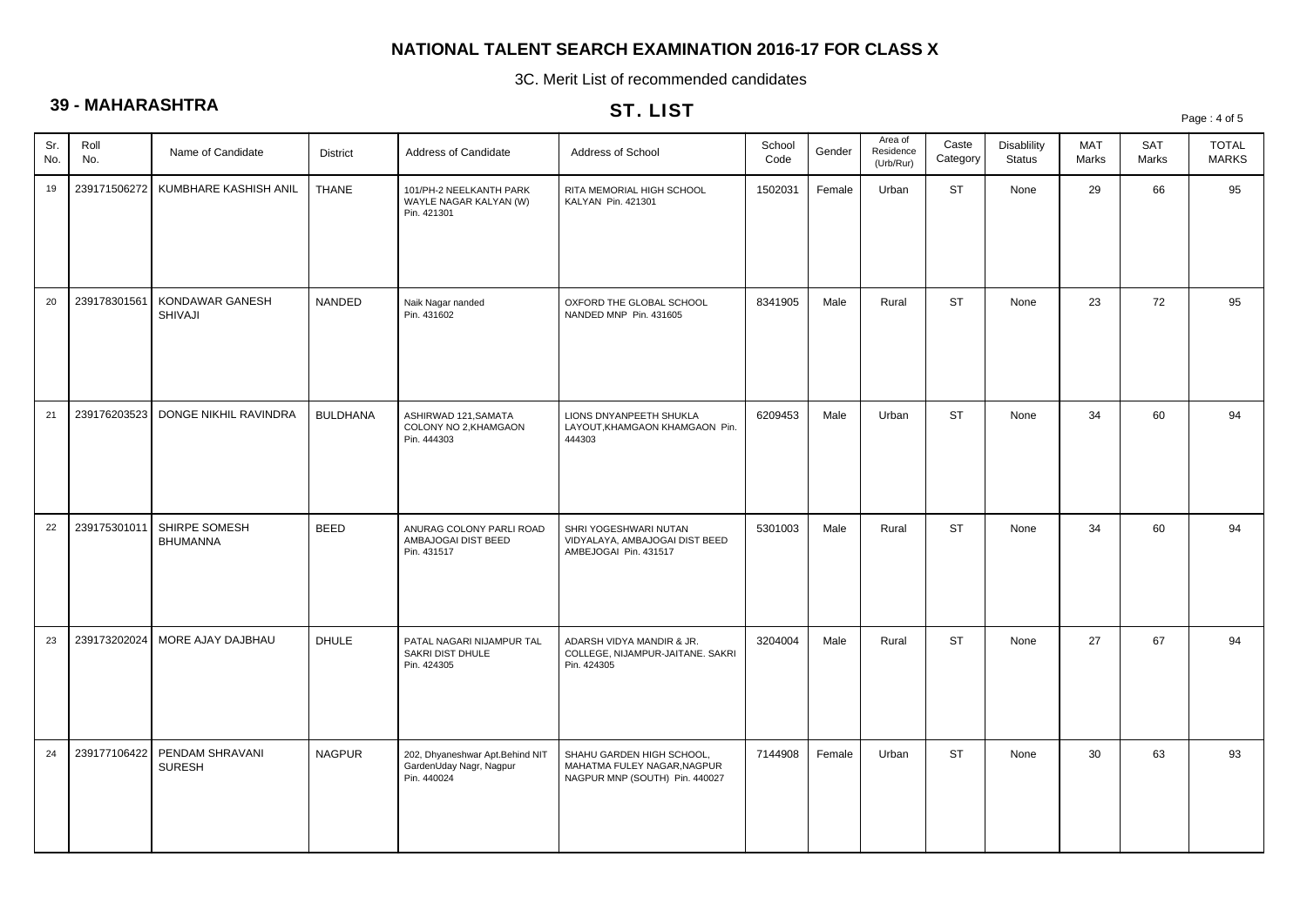## NATIONAL TALENT SEARCH EXAMINATION 2016-17 FOR CLASS X

3C. Merit List of recommended candidates

### 39 - MAHARASHTRA

### ST. LIST

| Sr. No. | Roll No. | Name of Candidate | District | Address of Candidate | Address of School | School Code | Gender | Area of Residence (Urb/Rur) | Caste Category | Disablility Status | MAT Marks | SAT Marks | TOTAL MARKS |
|---|---|---|---|---|---|---|---|---|---|---|---|---|---|
| 19 | 239171506272 | KUMBHARE KASHISH ANIL | THANE | 101/PH-2 NEELKANTH PARK WAYLE NAGAR KALYAN (W) Pin. 421301 | RITA MEMORIAL HIGH SCHOOL KALYAN Pin. 421301 | 1502031 | Female | Urban | ST | None | 29 | 66 | 95 |
| 20 | 239178301561 | KONDAWAR GANESH SHIVAJI | NANDED | Naik Nagar nanded Pin. 431602 | OXFORD THE GLOBAL SCHOOL NANDED MNP Pin. 431605 | 8341905 | Male | Rural | ST | None | 23 | 72 | 95 |
| 21 | 239176203523 | DONGE NIKHIL RAVINDRA | BULDHANA | ASHIRWAD 121,SAMATA COLONY NO 2,KHAMGAON Pin. 444303 | LIONS DNYANPEETH SHUKLA LAYOUT,KHAMGAON KHAMGAON Pin. 444303 | 6209453 | Male | Urban | ST | None | 34 | 60 | 94 |
| 22 | 239175301011 | SHIRPE SOMESH BHUMANNA | BEED | ANURAG COLONY PARLI ROAD AMBAJOGAI DIST BEED Pin. 431517 | SHRI YOGESHWARI NUTAN VIDYALAYA, AMBAJOGAI DIST BEED AMBEJOGAI Pin. 431517 | 5301003 | Male | Rural | ST | None | 34 | 60 | 94 |
| 23 | 239173202024 | MORE AJAY DAJBHAU | DHULE | PATAL NAGARI NIJAMPUR TAL SAKRI DIST DHULE Pin. 424305 | ADARSH VIDYA MANDIR & JR. COLLEGE, NIJAMPUR-JAITANE. SAKRI Pin. 424305 | 3204004 | Male | Rural | ST | None | 27 | 67 | 94 |
| 24 | 239177106422 | PENDAM SHRAVANI SURESH | NAGPUR | 202, Dhyaneshwar Apt.Behind NIT GardenUday Nagr, Nagpur Pin. 440024 | SHAHU GARDEN HIGH SCHOOL, MAHATMA FULEY NAGAR,NAGPUR NAGPUR MNP (SOUTH) Pin. 440027 | 7144908 | Female | Urban | ST | None | 30 | 63 | 93 |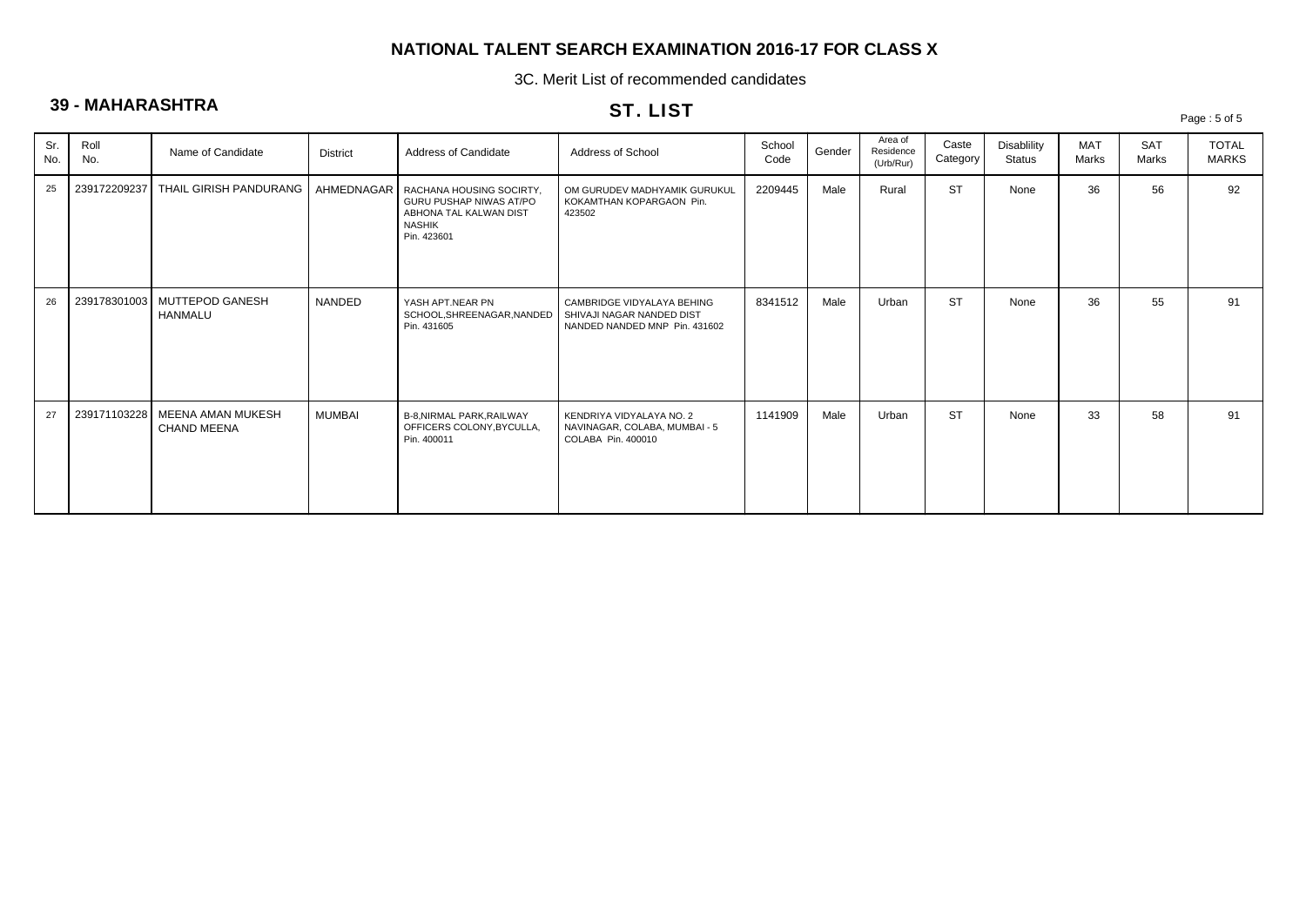## NATIONAL TALENT SEARCH EXAMINATION 2016-17 FOR CLASS X

3C. Merit List of recommended candidates

### 39 - MAHARASHTRA

### ST. LIST

| Sr. No. | Roll No. | Name of Candidate | District | Address of Candidate | Address of School | School Code | Gender | Area of Residence (Urb/Rur) | Caste Category | Disablility Status | MAT Marks | SAT Marks | TOTAL MARKS |
|---|---|---|---|---|---|---|---|---|---|---|---|---|---|
| 25 | 239172209237 | THAIL GIRISH PANDURANG | AHMEDNAGAR | RACHANA HOUSING SOCIRTY, GURU PUSHAP NIWAS AT/PO ABHONA TAL KALWAN DIST NASHIK Pin. 423601 | OM GURUDEV MADHYAMIK GURUKUL KOKAMTHAN KOPARGAON Pin. 423502 | 2209445 | Male | Rural | ST | None | 36 | 56 | 92 |
| 26 | 239178301003 | MUTTEPOD GANESH HANMALU | NANDED | YASH APT.NEAR PN SCHOOL,SHREENAGAR,NANDED Pin. 431605 | CAMBRIDGE VIDYALAYA BEHING SHIVAJI NAGAR NANDED DIST NANDED NANDED MNP Pin. 431602 | 8341512 | Male | Urban | ST | None | 36 | 55 | 91 |
| 27 | 239171103228 | MEENA AMAN MUKESH CHAND MEENA | MUMBAI | B-8,NIRMAL PARK,RAILWAY OFFICERS COLONY,BYCULLA, Pin. 400011 | KENDRIYA VIDYALAYA NO. 2 NAVINAGAR, COLABA, MUMBAI - 5 COLABA Pin. 400010 | 1141909 | Male | Urban | ST | None | 33 | 58 | 91 |